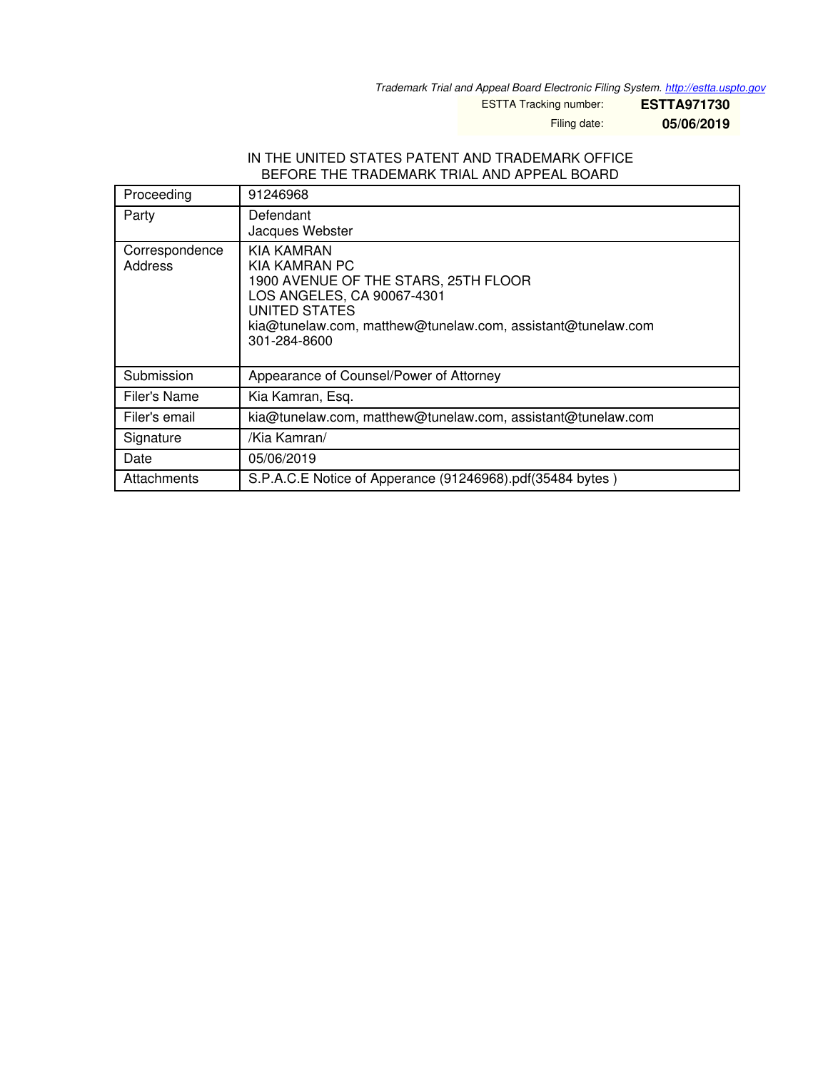*Trademark Trial and Appeal Board Electronic Filing System. http://estta.uspto.gov*

ESTTA Tracking number: **ESTTA971730**

Filing date: **05/06/2019**

IN THE UNITED STATES PATENT AND TRADEMARK OFFICE
BEFORE THE TRADEMARK TRIAL AND APPEAL BOARD

| Proceeding | 91246968 |
|---|---|
| Party | Defendant<br>Jacques Webster |
| Correspondence Address | KIA KAMRAN<br>KIA KAMRAN PC<br>1900 AVENUE OF THE STARS, 25TH FLOOR<br>LOS ANGELES, CA 90067-4301<br>UNITED STATES<br>kia@tunelaw.com, matthew@tunelaw.com, assistant@tunelaw.com<br>301-284-8600 |
| Submission | Appearance of Counsel/Power of Attorney |
| Filer's Name | Kia Kamran, Esq. |
| Filer's email | kia@tunelaw.com, matthew@tunelaw.com, assistant@tunelaw.com |
| Signature | /Kia Kamran/ |
| Date | 05/06/2019 |
| Attachments | S.P.A.C.E Notice of Apperance (91246968).pdf(35484 bytes ) |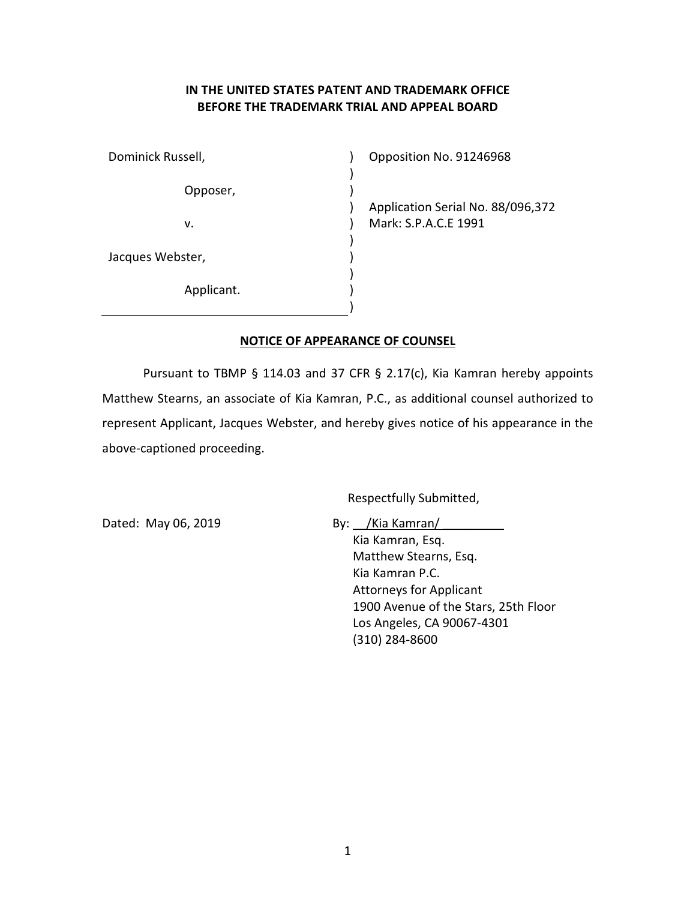**IN THE UNITED STATES PATENT AND TRADEMARK OFFICE**
**BEFORE THE TRADEMARK TRIAL AND APPEAL BOARD**

| | | |
|---|---|---|
| Dominick Russell, | ) | Opposition No. 91246968 |
| Opposer, | ) | |
| v. | ) | Application Serial No. 88/096,372 Mark: S.P.A.C.E 1991 |
| Jacques Webster, | ) | |
| Applicant. | ) | |

**NOTICE OF APPEARANCE OF COUNSEL**

Pursuant to TBMP § 114.03 and 37 CFR § 2.17(c), Kia Kamran hereby appoints Matthew Stearns, an associate of Kia Kamran, P.C., as additional counsel authorized to represent Applicant, Jacques Webster, and hereby gives notice of his appearance in the above-captioned proceeding.

Respectfully Submitted,

Dated: May 06, 2019

By: /Kia Kamran/
Kia Kamran, Esq.
Matthew Stearns, Esq.
Kia Kamran P.C.
Attorneys for Applicant
1900 Avenue of the Stars, 25th Floor
Los Angeles, CA 90067-4301
(310) 284-8600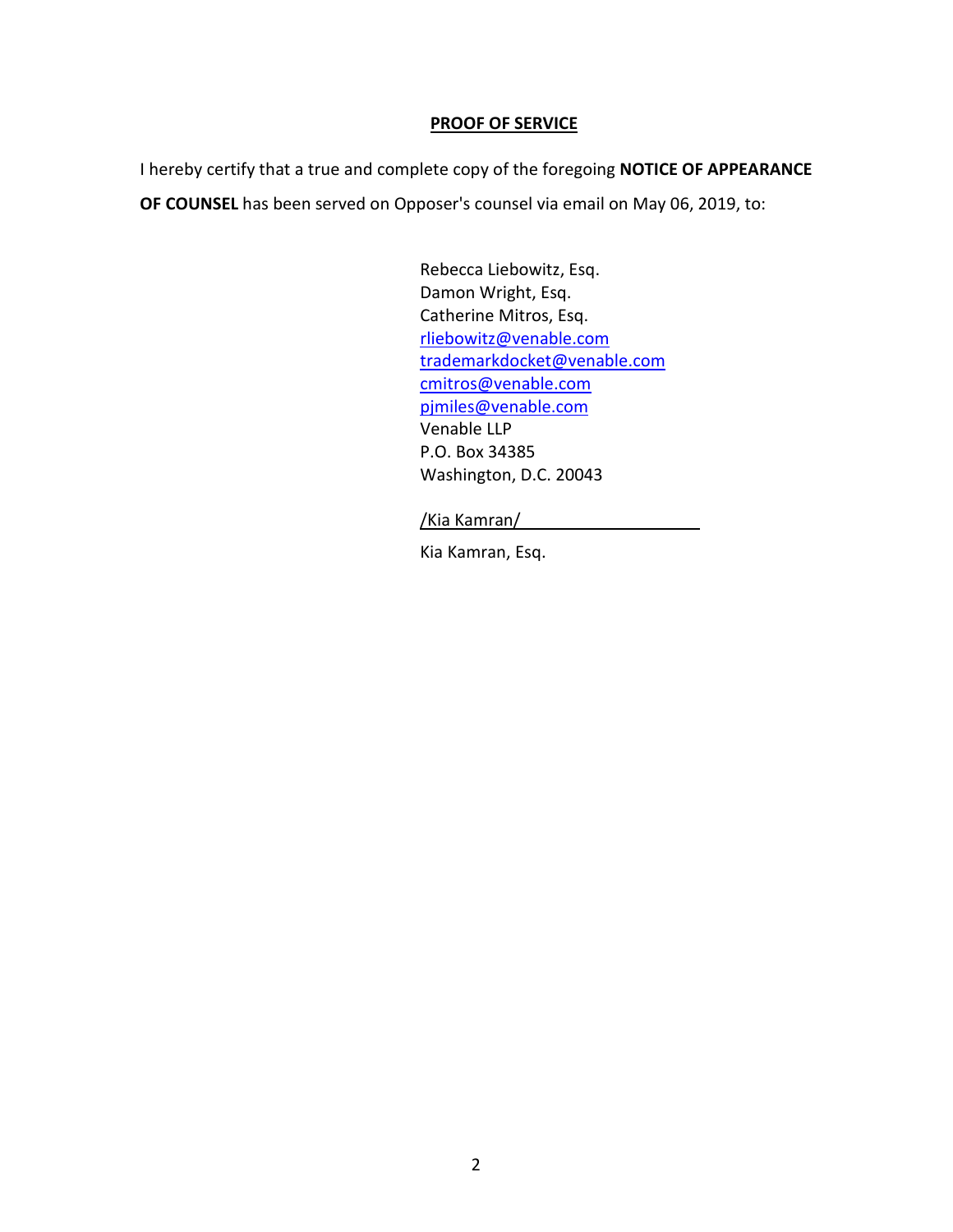**PROOF OF SERVICE**

I hereby certify that a true and complete copy of the foregoing **NOTICE OF APPEARANCE OF COUNSEL** has been served on Opposer's counsel via email on May 06, 2019, to:

Rebecca Liebowitz, Esq.
Damon Wright, Esq.
Catherine Mitros, Esq.
rliebowitz@venable.com
trademarkdocket@venable.com
cmitros@venable.com
pjmiles@venable.com
Venable LLP
P.O. Box 34385
Washington, D.C. 20043

/Kia Kamran/

Kia Kamran, Esq.